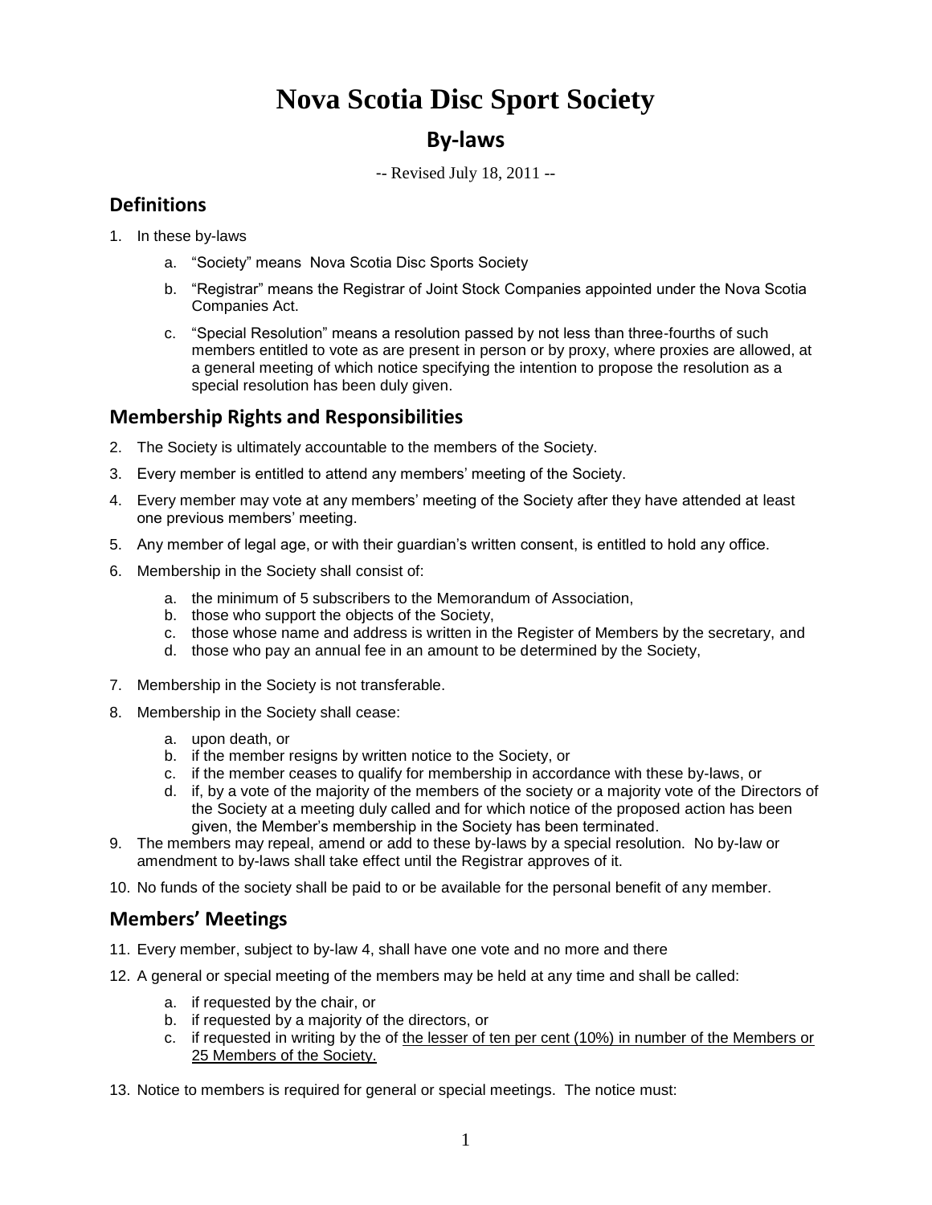# Nova Scotia Disc Sport Society

## By-laws

-- Revised July 18, 2011 --

## Definitions

1. In these by-laws
   a. "Society" means Nova Scotia Disc Sports Society
   b. "Registrar" means the Registrar of Joint Stock Companies appointed under the Nova Scotia Companies Act.
   c. "Special Resolution" means a resolution passed by not less than three-fourths of such members entitled to vote as are present in person or by proxy, where proxies are allowed, at a general meeting of which notice specifying the intention to propose the resolution as a special resolution has been duly given.

## Membership Rights and Responsibilities

2. The Society is ultimately accountable to the members of the Society.
3. Every member is entitled to attend any members' meeting of the Society.
4. Every member may vote at any members' meeting of the Society after they have attended at least one previous members' meeting.
5. Any member of legal age, or with their guardian's written consent, is entitled to hold any office.
6. Membership in the Society shall consist of:
   a. the minimum of 5 subscribers to the Memorandum of Association,
   b. those who support the objects of the Society,
   c. those whose name and address is written in the Register of Members by the secretary, and
   d. those who pay an annual fee in an amount to be determined by the Society,
7. Membership in the Society is not transferable.
8. Membership in the Society shall cease:
   a. upon death, or
   b. if the member resigns by written notice to the Society, or
   c. if the member ceases to qualify for membership in accordance with these by-laws, or
   d. if, by a vote of the majority of the members of the society or a majority vote of the Directors of the Society at a meeting duly called and for which notice of the proposed action has been given, the Member's membership in the Society has been terminated.
9. The members may repeal, amend or add to these by-laws by a special resolution. No by-law or amendment to by-laws shall take effect until the Registrar approves of it.
10. No funds of the society shall be paid to or be available for the personal benefit of any member.

## Members' Meetings

11. Every member, subject to by-law 4, shall have one vote and no more and there
12. A general or special meeting of the members may be held at any time and shall be called:
    a. if requested by the chair, or
    b. if requested by a majority of the directors, or
    c. if requested in writing by the of <u>the lesser of ten per cent (10%) in number of the Members or 25 Members of the Society.</u>
13. Notice to members is required for general or special meetings. The notice must: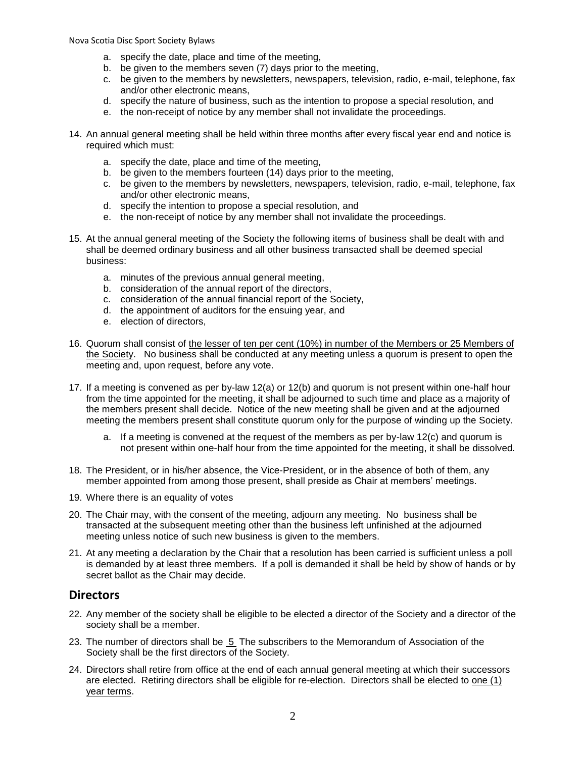a. specify the date, place and time of the meeting,
   b. be given to the members seven (7) days prior to the meeting,
   c. be given to the members by newsletters, newspapers, television, radio, e-mail, telephone, fax and/or other electronic means,
   d. specify the nature of business, such as the intention to propose a special resolution, and
   e. the non-receipt of notice by any member shall not invalidate the proceedings.

14. An annual general meeting shall be held within three months after every fiscal year end and notice is required which must:

    a. specify the date, place and time of the meeting,
    b. be given to the members fourteen (14) days prior to the meeting,
    c. be given to the members by newsletters, newspapers, television, radio, e-mail, telephone, fax and/or other electronic means,
    d. specify the intention to propose a special resolution, and
    e. the non-receipt of notice by any member shall not invalidate the proceedings.

15. At the annual general meeting of the Society the following items of business shall be dealt with and shall be deemed ordinary business and all other business transacted shall be deemed special business:

    a. minutes of the previous annual general meeting,
    b. consideration of the annual report of the directors,
    c. consideration of the annual financial report of the Society,
    d. the appointment of auditors for the ensuing year, and
    e. election of directors,

16. Quorum shall consist of <u>the lesser of ten per cent (10%) in number of the Members or 25 Members of the Society</u>. No business shall be conducted at any meeting unless a quorum is present to open the meeting and, upon request, before any vote.

17. If a meeting is convened as per by-law 12(a) or 12(b) and quorum is not present within one-half hour from the time appointed for the meeting, it shall be adjourned to such time and place as a majority of the members present shall decide. Notice of the new meeting shall be given and at the adjourned meeting the members present shall constitute quorum only for the purpose of winding up the Society.

    a. If a meeting is convened at the request of the members as per by-law 12(c) and quorum is not present within one-half hour from the time appointed for the meeting, it shall be dissolved.

18. The President, or in his/her absence, the Vice-President, or in the absence of both of them, any member appointed from among those present, shall preside as Chair at members' meetings.

19. Where there is an equality of votes

20. The Chair may, with the consent of the meeting, adjourn any meeting. No business shall be transacted at the subsequent meeting other than the business left unfinished at the adjourned meeting unless notice of such new business is given to the members.

21. At any meeting a declaration by the Chair that a resolution has been carried is sufficient unless a poll is demanded by at least three members. If a poll is demanded it shall be held by show of hands or by secret ballot as the Chair may decide.

## Directors

22. Any member of the society shall be eligible to be elected a director of the Society and a director of the society shall be a member.

23. The number of directors shall be <u>5</u> The subscribers to the Memorandum of Association of the Society shall be the first directors of the Society.

24. Directors shall retire from office at the end of each annual general meeting at which their successors are elected. Retiring directors shall be eligible for re-election. Directors shall be elected to <u>one (1) year terms</u>.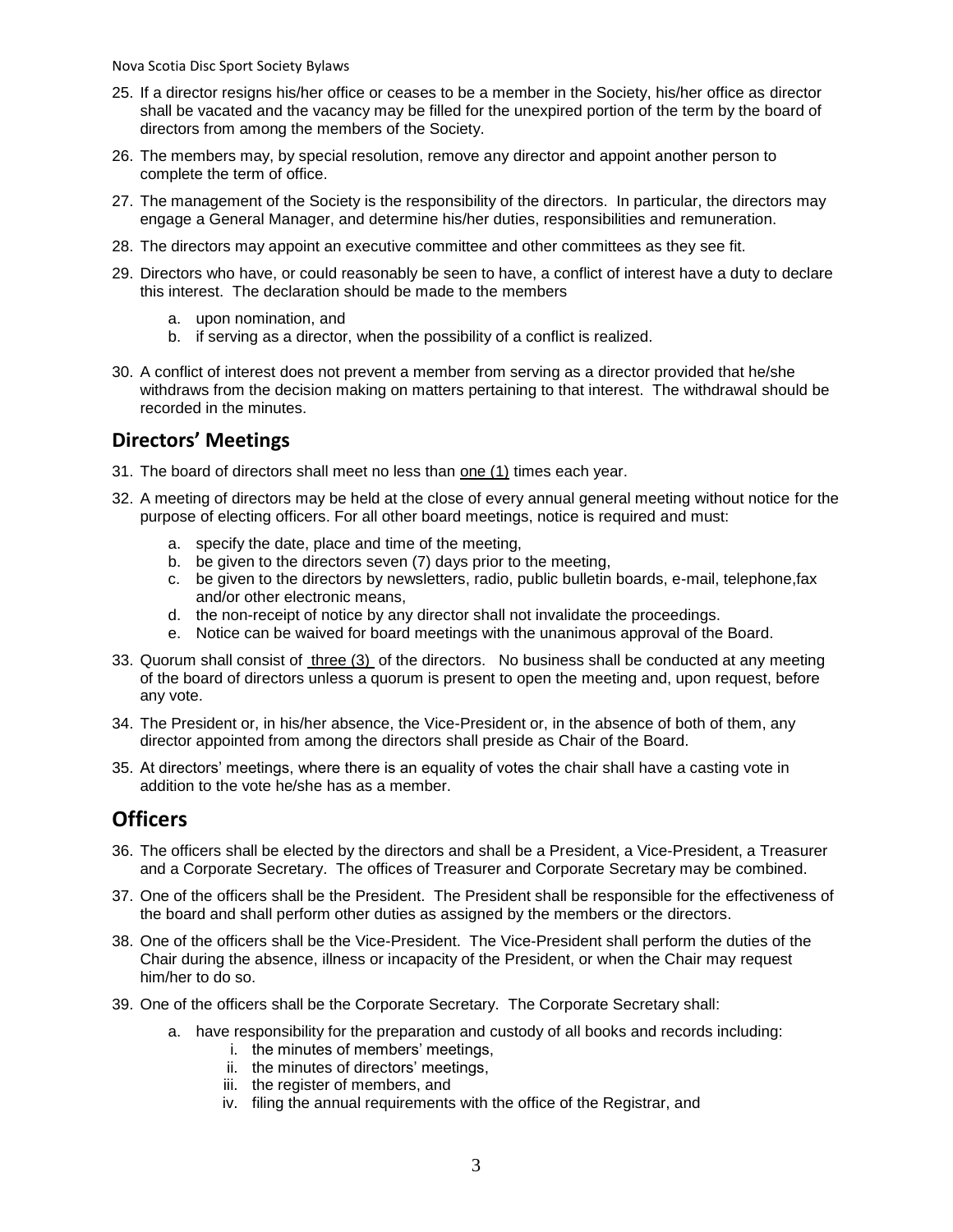25. If a director resigns his/her office or ceases to be a member in the Society, his/her office as director shall be vacated and the vacancy may be filled for the unexpired portion of the term by the board of directors from among the members of the Society.
26. The members may, by special resolution, remove any director and appoint another person to complete the term of office.
27. The management of the Society is the responsibility of the directors. In particular, the directors may engage a General Manager, and determine his/her duties, responsibilities and remuneration.
28. The directors may appoint an executive committee and other committees as they see fit.
29. Directors who have, or could reasonably be seen to have, a conflict of interest have a duty to declare this interest. The declaration should be made to the members
    a. upon nomination, and
    b. if serving as a director, when the possibility of a conflict is realized.
30. A conflict of interest does not prevent a member from serving as a director provided that he/she withdraws from the decision making on matters pertaining to that interest. The withdrawal should be recorded in the minutes.

## Directors' Meetings

31. The board of directors shall meet no less than one (1) times each year.
32. A meeting of directors may be held at the close of every annual general meeting without notice for the purpose of electing officers. For all other board meetings, notice is required and must:
    a. specify the date, place and time of the meeting,
    b. be given to the directors seven (7) days prior to the meeting,
    c. be given to the directors by newsletters, radio, public bulletin boards, e-mail, telephone,fax and/or other electronic means,
    d. the non-receipt of notice by any director shall not invalidate the proceedings.
    e. Notice can be waived for board meetings with the unanimous approval of the Board.
33. Quorum shall consist of three (3) of the directors. No business shall be conducted at any meeting of the board of directors unless a quorum is present to open the meeting and, upon request, before any vote.
34. The President or, in his/her absence, the Vice-President or, in the absence of both of them, any director appointed from among the directors shall preside as Chair of the Board.
35. At directors' meetings, where there is an equality of votes the chair shall have a casting vote in addition to the vote he/she has as a member.

# Officers

36. The officers shall be elected by the directors and shall be a President, a Vice-President, a Treasurer and a Corporate Secretary. The offices of Treasurer and Corporate Secretary may be combined.
37. One of the officers shall be the President. The President shall be responsible for the effectiveness of the board and shall perform other duties as assigned by the members or the directors.
38. One of the officers shall be the Vice-President. The Vice-President shall perform the duties of the Chair during the absence, illness or incapacity of the President, or when the Chair may request him/her to do so.
39. One of the officers shall be the Corporate Secretary. The Corporate Secretary shall:
    a. have responsibility for the preparation and custody of all books and records including:
        i. the minutes of members' meetings,
        ii. the minutes of directors' meetings,
        iii. the register of members, and
        iv. filing the annual requirements with the office of the Registrar, and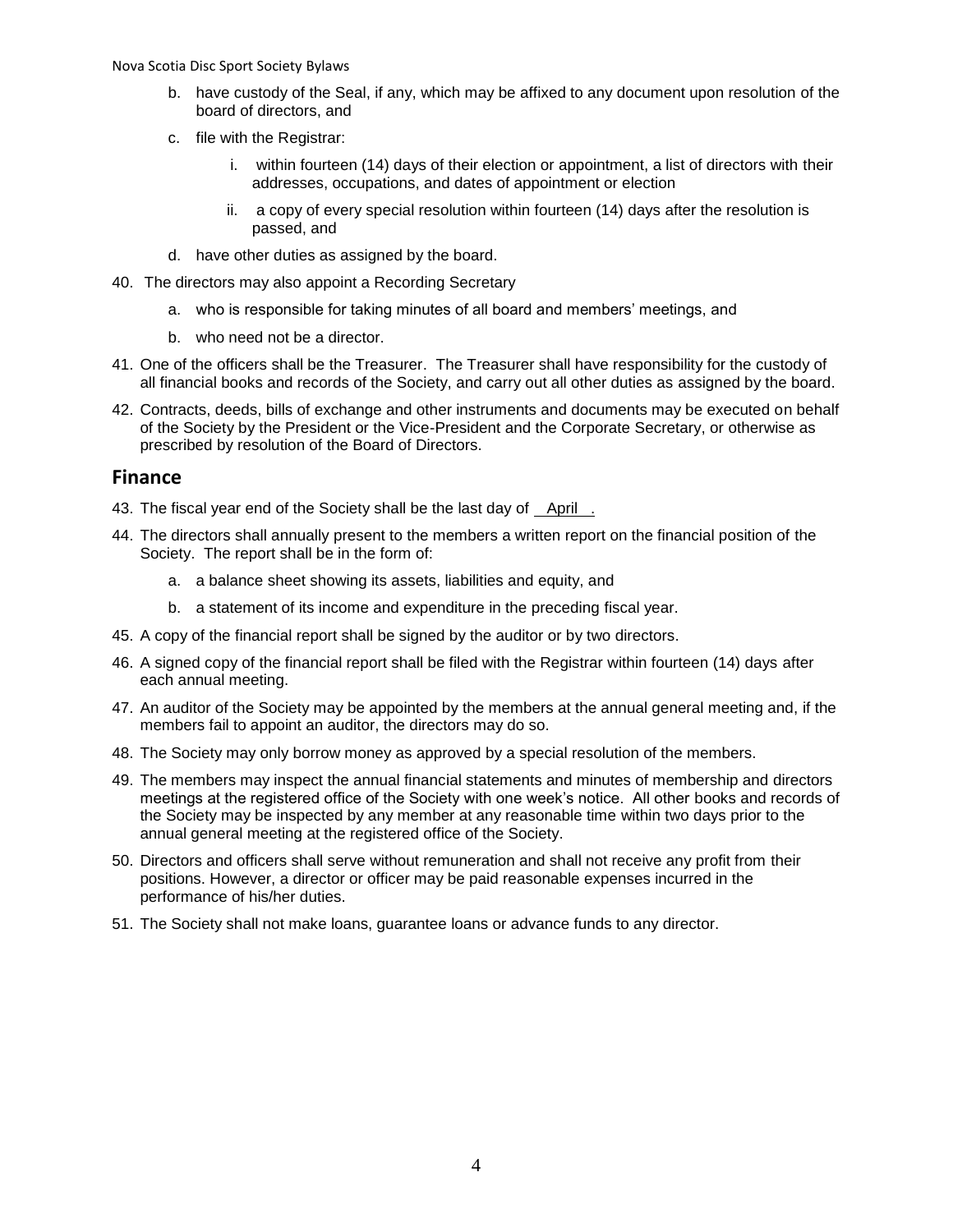b. have custody of the Seal, if any, which may be affixed to any document upon resolution of the board of directors, and
c. file with the Registrar:
    i. within fourteen (14) days of their election or appointment, a list of directors with their addresses, occupations, and dates of appointment or election
    ii. a copy of every special resolution within fourteen (14) days after the resolution is passed, and
d. have other duties as assigned by the board.

40. The directors may also appoint a Recording Secretary
    a. who is responsible for taking minutes of all board and members' meetings, and
    b. who need not be a director.
41. One of the officers shall be the Treasurer. The Treasurer shall have responsibility for the custody of all financial books and records of the Society, and carry out all other duties as assigned by the board.
42. Contracts, deeds, bills of exchange and other instruments and documents may be executed on behalf of the Society by the President or the Vice-President and the Corporate Secretary, or otherwise as prescribed by resolution of the Board of Directors.

## Finance

43. The fiscal year end of the Society shall be the last day of April.
44. The directors shall annually present to the members a written report on the financial position of the Society. The report shall be in the form of:
    a. a balance sheet showing its assets, liabilities and equity, and
    b. a statement of its income and expenditure in the preceding fiscal year.
45. A copy of the financial report shall be signed by the auditor or by two directors.
46. A signed copy of the financial report shall be filed with the Registrar within fourteen (14) days after each annual meeting.
47. An auditor of the Society may be appointed by the members at the annual general meeting and, if the members fail to appoint an auditor, the directors may do so.
48. The Society may only borrow money as approved by a special resolution of the members.
49. The members may inspect the annual financial statements and minutes of membership and directors meetings at the registered office of the Society with one week's notice. All other books and records of the Society may be inspected by any member at any reasonable time within two days prior to the annual general meeting at the registered office of the Society.
50. Directors and officers shall serve without remuneration and shall not receive any profit from their positions. However, a director or officer may be paid reasonable expenses incurred in the performance of his/her duties.
51. The Society shall not make loans, guarantee loans or advance funds to any director.